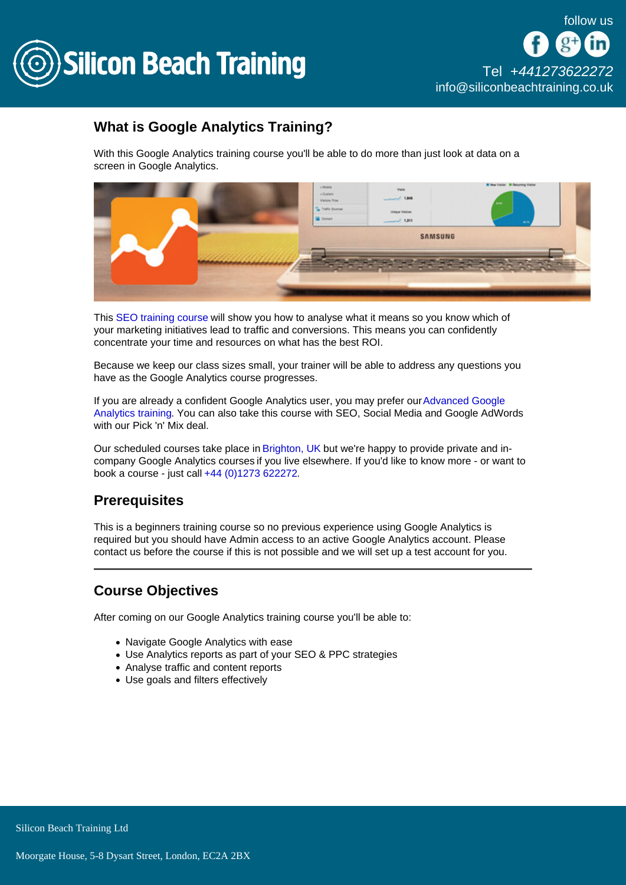## What is Google Analytics Training?

With this Google Analytics training course you'll be able to do more than just look at data on a screen in Google Analytics.

This SEO training course will show you how to analyse what it means so you know which of your marketing initiatives lead to traffic and conversions. This means you can confidently concentrate your time and resources on what has the best ROI.

Because we keep our class sizes small, your trainer will be able to address any questions you have as the Google Analytics course progresses.

If you are already a confident Google Analytics user, you may prefer our Advanced Google Analytics training. You can also take this course with SEO, Social Media and Google AdWords with our Pick 'n' Mix deal.

Our scheduled courses take place in Brighton, UK but we're happy to provide private and in-company Google Analytics courses if you live elsewhere. If you'd like to know more - or want to book a course - just call +44 (0)1273 622272.

## Prerequisites

This is a beginners training course so no previous experience using Google Analytics is required but you should have Admin access to an active Google Analytics account. Please contact us before the course if this is not possible and we will set up a test account for you.

---

## Course Objectives

After coming on our Google Analytics training course you'll be able to:

- Navigate Google Analytics with ease
- Use Analytics reports as part of your SEO & PPC strategies
- Analyse traffic and content reports
- Use goals and filters effectively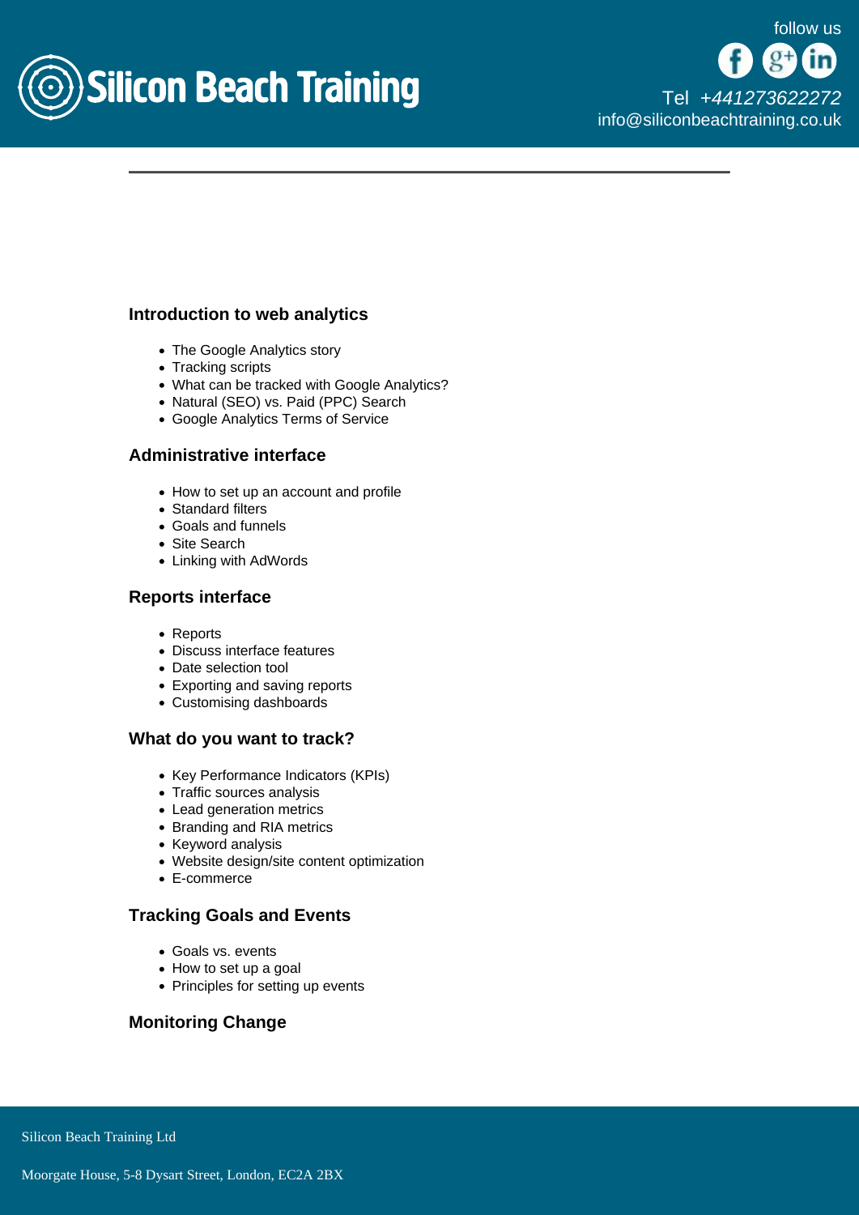### Introduction to web analytics

- The Google Analytics story
- Tracking scripts
- What can be tracked with Google Analytics?
- Natural (SEO) vs. Paid (PPC) Search
- Google Analytics Terms of Service

### Administrative interface

- How to set up an account and profile
- Standard filters
- Goals and funnels
- Site Search
- Linking with AdWords

### Reports interface

- Reports
- Discuss interface features
- Date selection tool
- Exporting and saving reports
- Customising dashboards

### What do you want to track?

- Key Performance Indicators (KPIs)
- Traffic sources analysis
- Lead generation metrics
- Branding and RIA metrics
- Keyword analysis
- Website design/site content optimization
- E-commerce

### Tracking Goals and Events

- Goals vs. events
- How to set up a goal
- Principles for setting up events

### Monitoring Change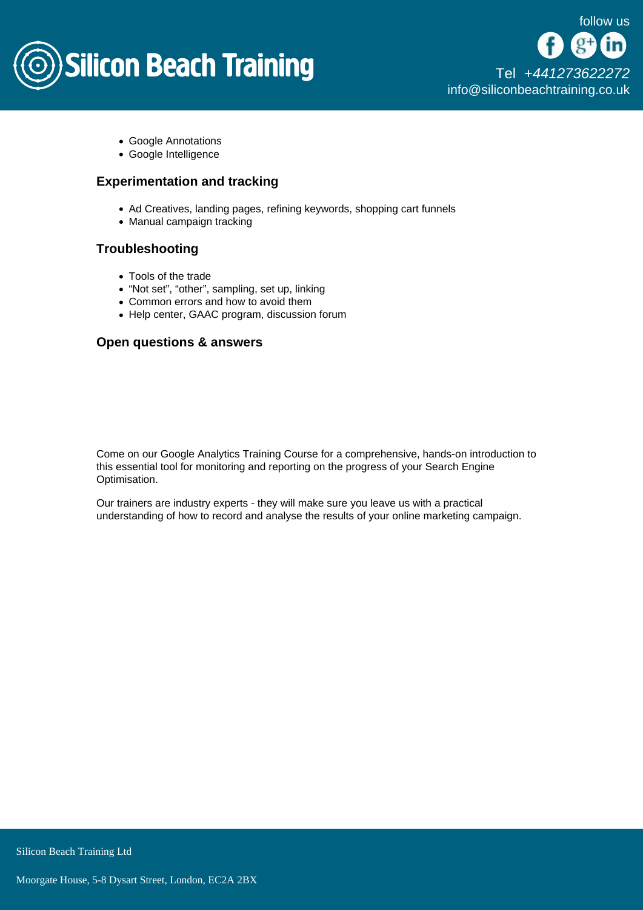- Google Annotations
- Google Intelligence

### Experimentation and tracking

- Ad Creatives, landing pages, refining keywords, shopping cart funnels
- Manual campaign tracking

### Troubleshooting

- Tools of the trade
- “Not set”, “other”, sampling, set up, linking
- Common errors and how to avoid them
- Help center, GAAC program, discussion forum

### Open questions & answers

Come on our Google Analytics Training Course for a comprehensive, hands-on introduction to this essential tool for monitoring and reporting on the progress of your Search Engine Optimisation.

Our trainers are industry experts - they will make sure you leave us with a practical understanding of how to record and analyse the results of your online marketing campaign.